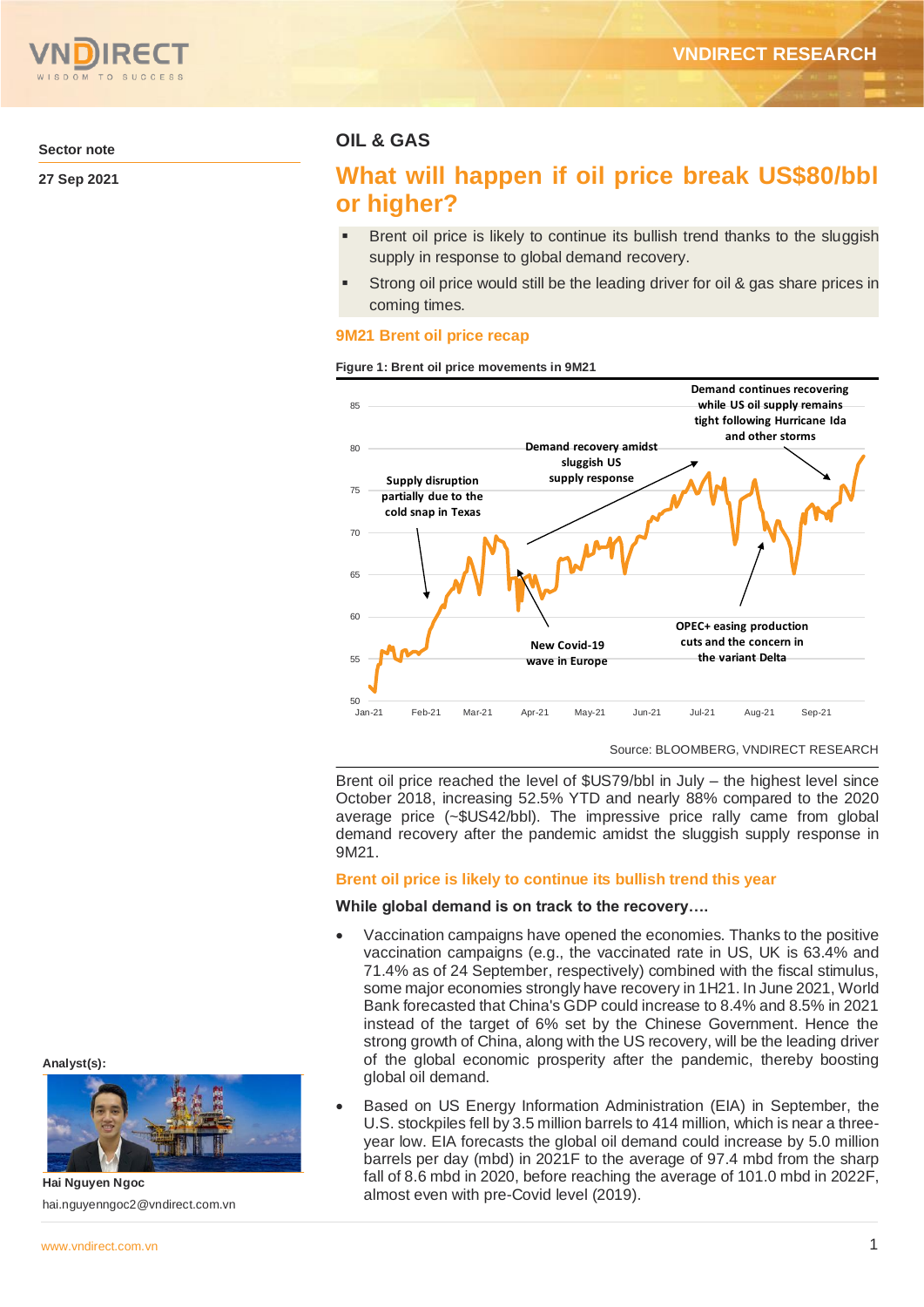Sector note

27 Sep 2021

## OIL & GAS

# What will happen if oil price break US$80/bbl or higher?

- Brent oil price is likely to continue its bullish trend thanks to the sluggish supply in response to global demand recovery.
- Strong oil price would still be the leading driver for oil & gas share prices in coming times.

### 9M21 Brent oil price recap

**Figure 1: Brent oil price movements in 9M21**

Source: BLOOMBERG, VNDIRECT RESEARCH

Brent oil price reached the level of $US79/bbl in July – the highest level since October 2018, increasing 52.5% YTD and nearly 88% compared to the 2020 average price (~$US42/bbl). The impressive price rally came from global demand recovery after the pandemic amidst the sluggish supply response in 9M21.

### Brent oil price is likely to continue its bullish trend this year

**While global demand is on track to the recovery….**

- Vaccination campaigns have opened the economies. Thanks to the positive vaccination campaigns (e.g., the vaccinated rate in US, UK is 63.4% and 71.4% as of 24 September, respectively) combined with the fiscal stimulus, some major economies strongly have recovery in 1H21. In June 2021, World Bank forecasted that China's GDP could increase to 8.4% and 8.5% in 2021 instead of the target of 6% set by the Chinese Government. Hence the strong growth of China, along with the US recovery, will be the leading driver of the global economic prosperity after the pandemic, thereby boosting global oil demand.
- Based on US Energy Information Administration (EIA) in September, the U.S. stockpiles fell by 3.5 million barrels to 414 million, which is near a three-year low. EIA forecasts the global oil demand could increase by 5.0 million barrels per day (mbd) in 2021F to the average of 97.4 mbd from the sharp fall of 8.6 mbd in 2020, before reaching the average of 101.0 mbd in 2022F, almost even with pre-Covid level (2019).

Analyst(s):

Hai Nguyen Ngoc

hai.nguyenngoc2@vndirect.com.vn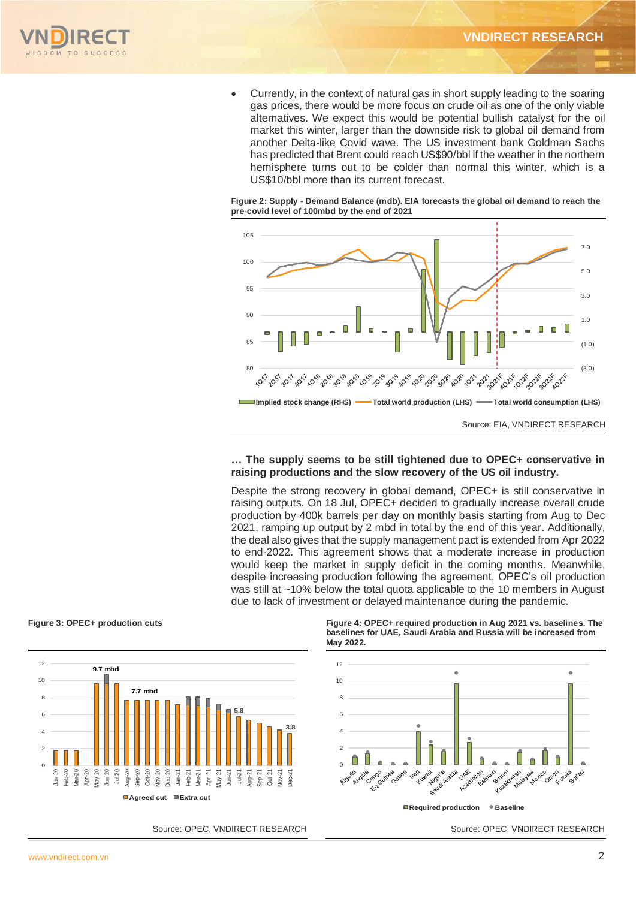- Currently, in the context of natural gas in short supply leading to the soaring gas prices, there would be more focus on crude oil as one of the only viable alternatives. We expect this would be potential bullish catalyst for the oil market this winter, larger than the downside risk to global oil demand from another Delta-like Covid wave. The US investment bank Goldman Sachs has predicted that Brent could reach US$90/bbl if the weather in the northern hemisphere turns out to be colder than normal this winter, which is a US$10/bbl more than its current forecast.

**Figure 2: Supply - Demand Balance (mdb). EIA forecasts the global oil demand to reach the pre-covid level of 100mbd by the end of 2021**

Source: EIA, VNDIRECT RESEARCH

**… The supply seems to be still tightened due to OPEC+ conservative in raising productions and the slow recovery of the US oil industry.**

Despite the strong recovery in global demand, OPEC+ is still conservative in raising outputs. On 18 Jul, OPEC+ decided to gradually increase overall crude production by 400k barrels per day on monthly basis starting from Aug to Dec 2021, ramping up output by 2 mbd in total by the end of this year. Additionally, the deal also gives that the supply management pact is extended from Apr 2022 to end-2022. This agreement shows that a moderate increase in production would keep the market in supply deficit in the coming months. Meanwhile, despite increasing production following the agreement, OPEC's oil production was still at ~10% below the total quota applicable to the 10 members in August due to lack of investment or delayed maintenance during the pandemic.

**Figure 3: OPEC+ production cuts**

Source: OPEC, VNDIRECT RESEARCH

**Figure 4: OPEC+ required production in Aug 2021 vs. baselines. The baselines for UAE, Saudi Arabia and Russia will be increased from May 2022.**

Source: OPEC, VNDIRECT RESEARCH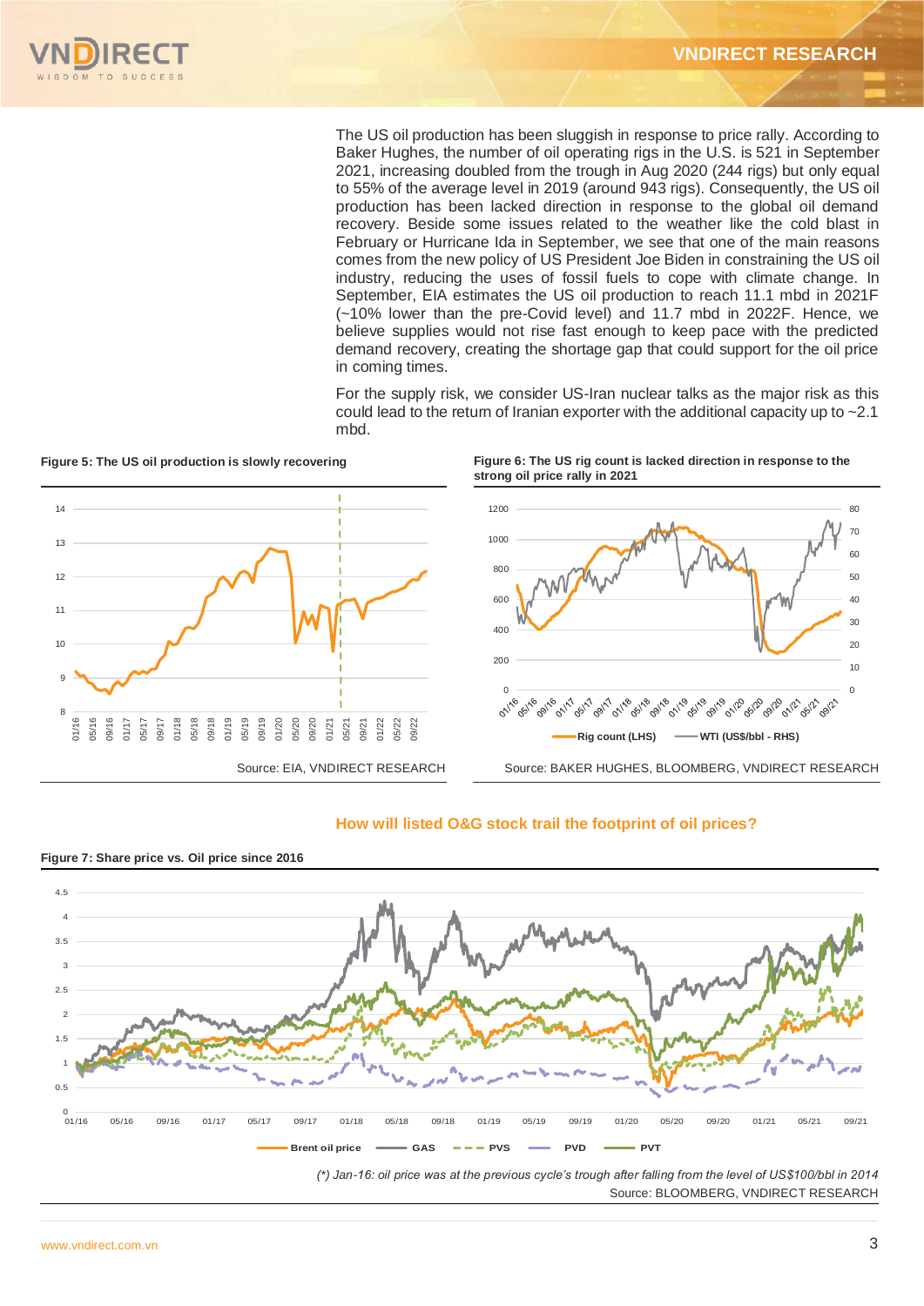The US oil production has been sluggish in response to price rally. According to Baker Hughes, the number of oil operating rigs in the U.S. is 521 in September 2021, increasing doubled from the trough in Aug 2020 (244 rigs) but only equal to 55% of the average level in 2019 (around 943 rigs). Consequently, the US oil production has been lacked direction in response to the global oil demand recovery. Beside some issues related to the weather like the cold blast in February or Hurricane Ida in September, we see that one of the main reasons comes from the new policy of US President Joe Biden in constraining the US oil industry, reducing the uses of fossil fuels to cope with climate change. In September, EIA estimates the US oil production to reach 11.1 mbd in 2021F (~10% lower than the pre-Covid level) and 11.7 mbd in 2022F. Hence, we believe supplies would not rise fast enough to keep pace with the predicted demand recovery, creating the shortage gap that could support for the oil price in coming times.

For the supply risk, we consider US-Iran nuclear talks as the major risk as this could lead to the return of Iranian exporter with the additional capacity up to ~2.1 mbd.

**Figure 5: The US oil production is slowly recovering**

Source: EIA, VNDIRECT RESEARCH

**Figure 6: The US rig count is lacked direction in response to the strong oil price rally in 2021**

Source: BAKER HUGHES, BLOOMBERG, VNDIRECT RESEARCH

## How will listed O&G stock trail the footprint of oil prices?

**Figure 7: Share price vs. Oil price since 2016**

*(\*) Jan-16: oil price was at the previous cycle's trough after falling from the level of US$100/bbl in 2014*

Source: BLOOMBERG, VNDIRECT RESEARCH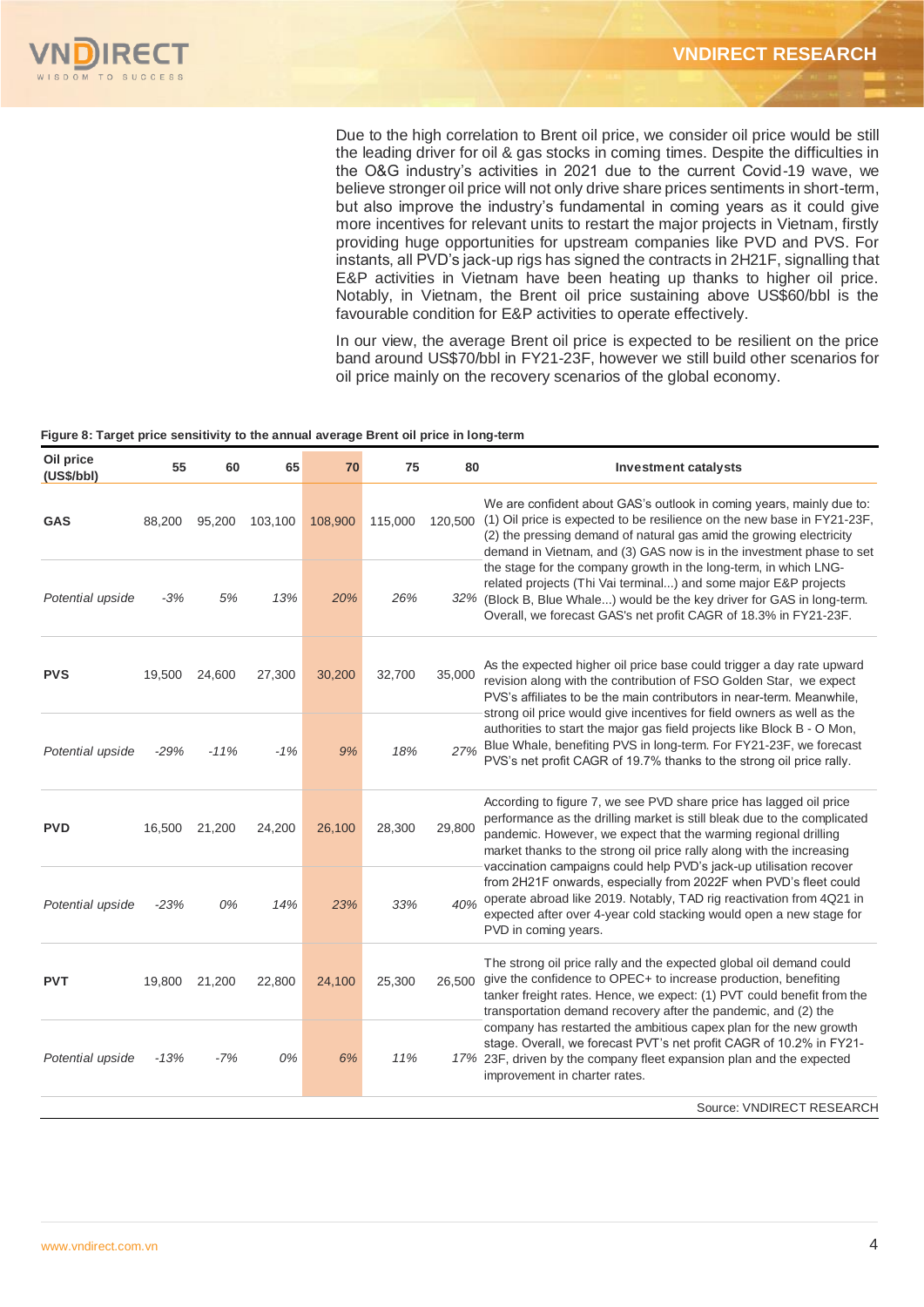Due to the high correlation to Brent oil price, we consider oil price would be still the leading driver for oil & gas stocks in coming times. Despite the difficulties in the O&G industry's activities in 2021 due to the current Covid-19 wave, we believe stronger oil price will not only drive share prices sentiments in short-term, but also improve the industry's fundamental in coming years as it could give more incentives for relevant units to restart the major projects in Vietnam, firstly providing huge opportunities for upstream companies like PVD and PVS. For instants, all PVD's jack-up rigs has signed the contracts in 2H21F, signalling that E&P activities in Vietnam have been heating up thanks to higher oil price. Notably, in Vietnam, the Brent oil price sustaining above US$60/bbl is the favourable condition for E&P activities to operate effectively.

In our view, the average Brent oil price is expected to be resilient on the price band around US$70/bbl in FY21-23F, however we still build other scenarios for oil price mainly on the recovery scenarios of the global economy.

**Figure 8: Target price sensitivity to the annual average Brent oil price in long-term**

| Oil price (US$/bbl) | 55 | 60 | 65 | 70 | 75 | 80 | Investment catalysts |
|---|---|---|---|---|---|---|---|
| **GAS** | 88,200 | 95,200 | 103,100 | 108,900 | 115,000 | 120,500 | We are confident about GAS's outlook in coming years, mainly due to: (1) Oil price is expected to be resilience on the new base in FY21-23F, (2) the pressing demand of natural gas amid the growing electricity demand in Vietnam, and (3) GAS now is in the investment phase to set the stage for the company growth in the long-term, in which LNG-related projects (Thi Vai terminal...) and some major E&P projects (Block B, Blue Whale...) would be the key driver for GAS in long-term. Overall, we forecast GAS's net profit CAGR of 18.3% in FY21-23F. |
| *Potential upside* | *-3%* | *5%* | *13%* | *20%* | *26%* | *32%* | |
| **PVS** | 19,500 | 24,600 | 27,300 | 30,200 | 32,700 | 35,000 | As the expected higher oil price base could trigger a day rate upward revision along with the contribution of FSO Golden Star, we expect PVS's affiliates to be the main contributors in near-term. Meanwhile, strong oil price would give incentives for field owners as well as the authorities to start the major gas field projects like Block B - O Mon, Blue Whale, benefiting PVS in long-term. For FY21-23F, we forecast PVS's net profit CAGR of 19.7% thanks to the strong oil price rally. |
| *Potential upside* | *-29%* | *-11%* | *-1%* | *9%* | *18%* | *27%* | |
| **PVD** | 16,500 | 21,200 | 24,200 | 26,100 | 28,300 | 29,800 | According to figure 7, we see PVD share price has lagged oil price performance as the drilling market is still bleak due to the complicated pandemic. However, we expect that the warming regional drilling market thanks to the strong oil price rally along with the increasing vaccination campaigns could help PVD's jack-up utilisation recover from 2H21F onwards, especially from 2022F when PVD's fleet could operate abroad like 2019. Notably, TAD rig reactivation from 4Q21 in expected after over 4-year cold stacking would open a new stage for PVD in coming years. |
| *Potential upside* | *-23%* | *0%* | *14%* | *23%* | *33%* | *40%* | |
| **PVT** | 19,800 | 21,200 | 22,800 | 24,100 | 25,300 | 26,500 | The strong oil price rally and the expected global oil demand could give the confidence to OPEC+ to increase production, benefiting tanker freight rates. Hence, we expect: (1) PVT could benefit from the transportation demand recovery after the pandemic, and (2) the company has restarted the ambitious capex plan for the new growth stage. Overall, we forecast PVT's net profit CAGR of 10.2% in FY21-23F, driven by the company fleet expansion plan and the expected improvement in charter rates. |
| *Potential upside* | *-13%* | *-7%* | *0%* | *6%* | *11%* | *17%* | |

Source: VNDIRECT RESEARCH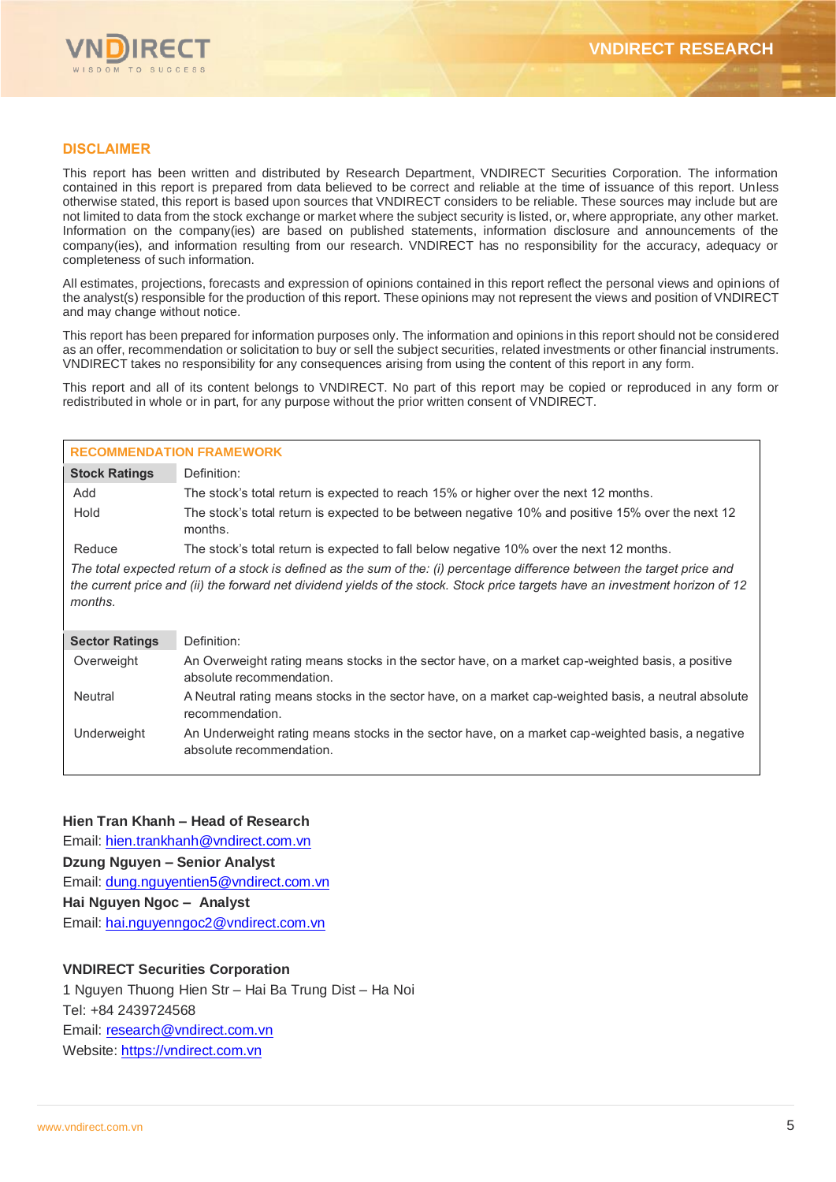## DISCLAIMER

This report has been written and distributed by Research Department, VNDIRECT Securities Corporation. The information contained in this report is prepared from data believed to be correct and reliable at the time of issuance of this report. Unless otherwise stated, this report is based upon sources that VNDIRECT considers to be reliable. These sources may include but are not limited to data from the stock exchange or market where the subject security is listed, or, where appropriate, any other market. Information on the company(ies) are based on published statements, information disclosure and announcements of the company(ies), and information resulting from our research. VNDIRECT has no responsibility for the accuracy, adequacy or completeness of such information.

All estimates, projections, forecasts and expression of opinions contained in this report reflect the personal views and opinions of the analyst(s) responsible for the production of this report. These opinions may not represent the views and position of VNDIRECT and may change without notice.

This report has been prepared for information purposes only. The information and opinions in this report should not be considered as an offer, recommendation or solicitation to buy or sell the subject securities, related investments or other financial instruments. VNDIRECT takes no responsibility for any consequences arising from using the content of this report in any form.

This report and all of its content belongs to VNDIRECT. No part of this report may be copied or reproduced in any form or redistributed in whole or in part, for any purpose without the prior written consent of VNDIRECT.

### RECOMMENDATION FRAMEWORK

| **Stock Ratings** | Definition: |
|---|---|
| Add | The stock's total return is expected to reach 15% or higher over the next 12 months. |
| Hold | The stock's total return is expected to be between negative 10% and positive 15% over the next 12 months. |
| Reduce | The stock's total return is expected to fall below negative 10% over the next 12 months. |

*The total expected return of a stock is defined as the sum of the: (i) percentage difference between the target price and the current price and (ii) the forward net dividend yields of the stock. Stock price targets have an investment horizon of 12 months.*

| **Sector Ratings** | Definition: |
|---|---|
| Overweight | An Overweight rating means stocks in the sector have, on a market cap-weighted basis, a positive absolute recommendation. |
| Neutral | A Neutral rating means stocks in the sector have, on a market cap-weighted basis, a neutral absolute recommendation. |
| Underweight | An Underweight rating means stocks in the sector have, on a market cap-weighted basis, a negative absolute recommendation. |

**Hien Tran Khanh – Head of Research**
Email: hien.trankhanh@vndirect.com.vn

**Dzung Nguyen – Senior Analyst**
Email: dung.nguyentien5@vndirect.com.vn

**Hai Nguyen Ngoc – Analyst**
Email: hai.nguyenngoc2@vndirect.com.vn

**VNDIRECT Securities Corporation**
1 Nguyen Thuong Hien Str – Hai Ba Trung Dist – Ha Noi
Tel: +84 2439724568
Email: research@vndirect.com.vn
Website: https://vndirect.com.vn